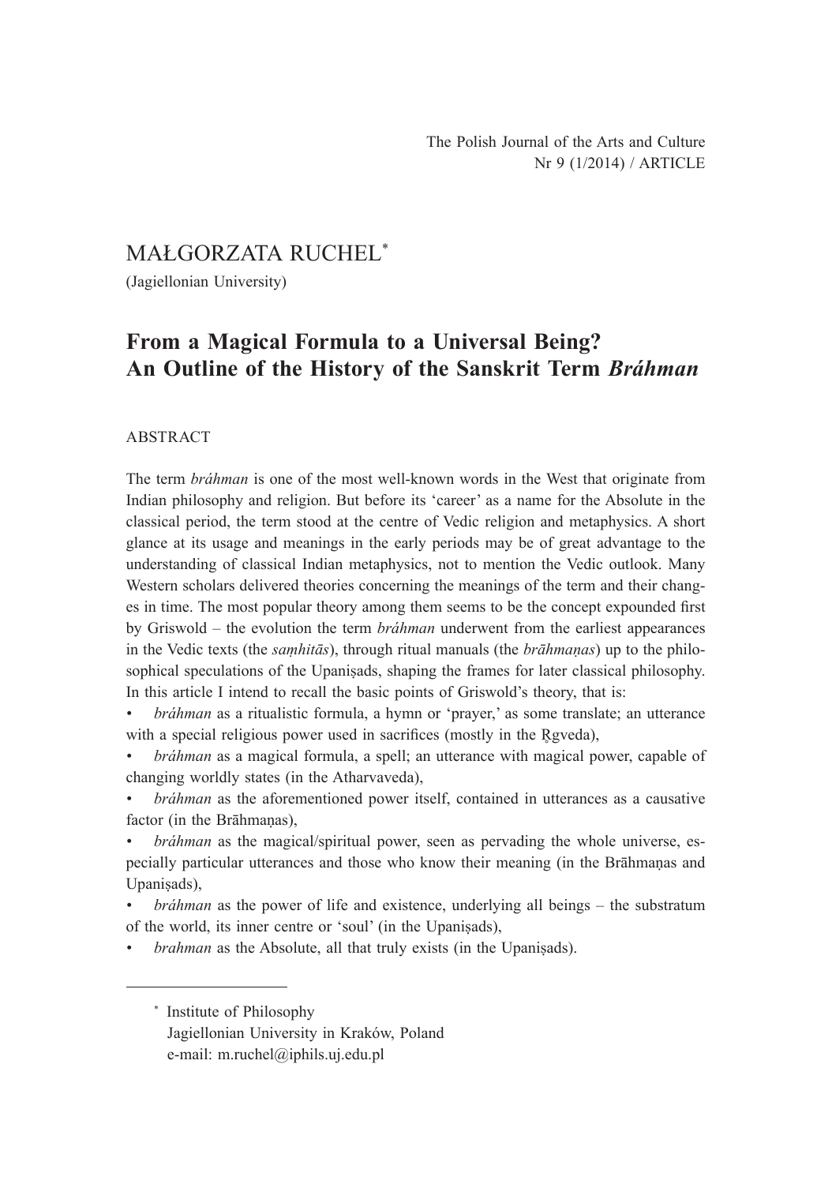The Polish Journal of the Arts and Culture
Nr 9 (1/2014) / ARTICLE

MAŁGORZATA RUCHEL*

(Jagiellonian University)

# From a Magical Formula to a Universal Being? An Outline of the History of the Sanskrit Term *Bráhman*

## ABSTRACT

The term *bráhman* is one of the most well-known words in the West that originate from Indian philosophy and religion. But before its 'career' as a name for the Absolute in the classical period, the term stood at the centre of Vedic religion and metaphysics. A short glance at its usage and meanings in the early periods may be of great advantage to the understanding of classical Indian metaphysics, not to mention the Vedic outlook. Many Western scholars delivered theories concerning the meanings of the term and their changes in time. The most popular theory among them seems to be the concept expounded first by Griswold – the evolution the term *bráhman* underwent from the earliest appearances in the Vedic texts (the *saṃhitās*), through ritual manuals (the *brāhmaṇas*) up to the philosophical speculations of the Upaniṣads, shaping the frames for later classical philosophy. In this article I intend to recall the basic points of Griswold's theory, that is:

- *bráhman* as a ritualistic formula, a hymn or 'prayer,' as some translate; an utterance with a special religious power used in sacrifices (mostly in the Ṛgveda),
- *bráhman* as a magical formula, a spell; an utterance with magical power, capable of changing worldly states (in the Atharvaveda),
- *bráhman* as the aforementioned power itself, contained in utterances as a causative factor (in the Brāhmaṇas),
- *bráhman* as the magical/spiritual power, seen as pervading the whole universe, especially particular utterances and those who know their meaning (in the Brāhmaṇas and Upaniṣads),
- *bráhman* as the power of life and existence, underlying all beings – the substratum of the world, its inner centre or 'soul' (in the Upaniṣads),
- *brahman* as the Absolute, all that truly exists (in the Upaniṣads).

---

* Institute of Philosophy
Jagiellonian University in Kraków, Poland
e-mail: m.ruchel@iphils.uj.edu.pl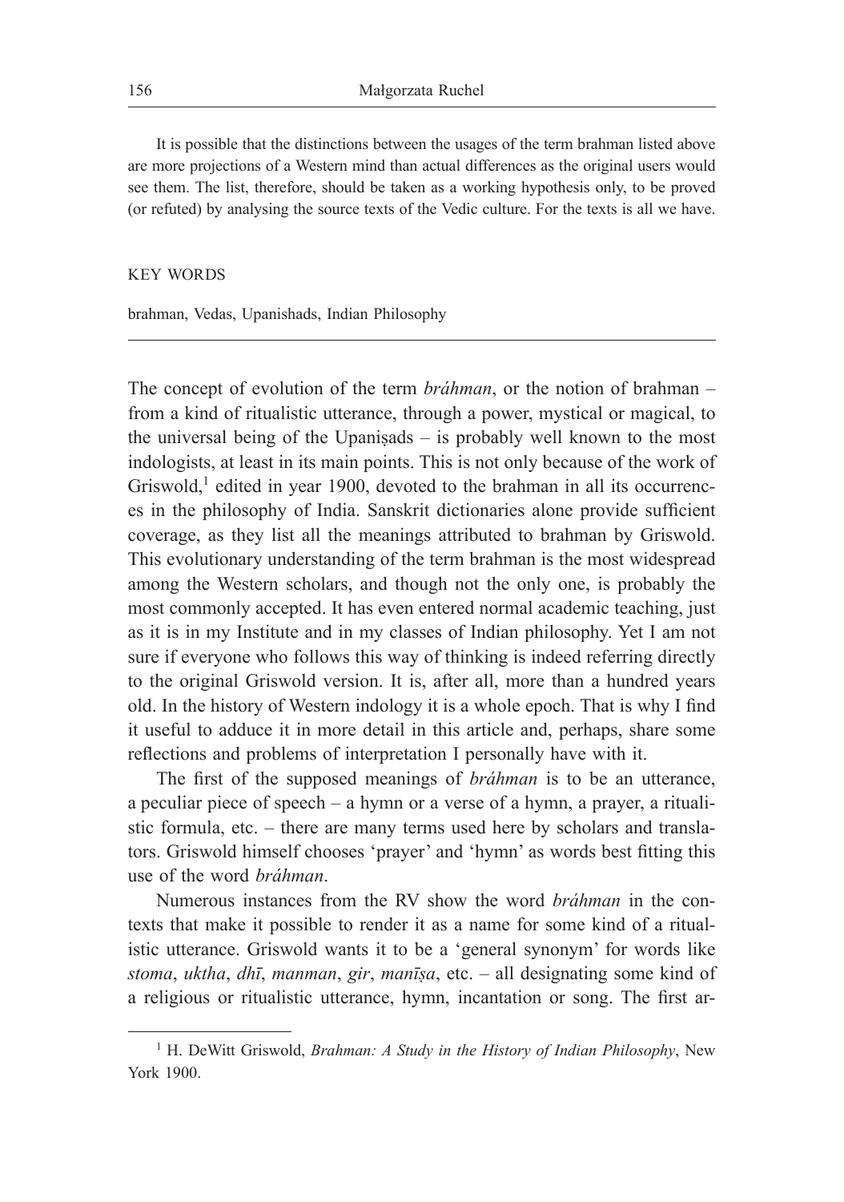It is possible that the distinctions between the usages of the term brahman listed above are more projections of a Western mind than actual differences as the original users would see them. The list, therefore, should be taken as a working hypothesis only, to be proved (or refuted) by analysing the source texts of the Vedic culture. For the texts is all we have.

KEY WORDS

brahman, Vedas, Upanishads, Indian Philosophy

---

The concept of evolution of the term *bráhman*, or the notion of brahman – from a kind of ritualistic utterance, through a power, mystical or magical, to the universal being of the Upaniṣads – is probably well known to the most indologists, at least in its main points. This is not only because of the work of Griswold,[1] edited in year 1900, devoted to the brahman in all its occurrences in the philosophy of India. Sanskrit dictionaries alone provide sufficient coverage, as they list all the meanings attributed to brahman by Griswold. This evolutionary understanding of the term brahman is the most widespread among the Western scholars, and though not the only one, is probably the most commonly accepted. It has even entered normal academic teaching, just as it is in my Institute and in my classes of Indian philosophy. Yet I am not sure if everyone who follows this way of thinking is indeed referring directly to the original Griswold version. It is, after all, more than a hundred years old. In the history of Western indology it is a whole epoch. That is why I find it useful to adduce it in more detail in this article and, perhaps, share some reflections and problems of interpretation I personally have with it.

The first of the supposed meanings of *bráhman* is to be an utterance, a peculiar piece of speech – a hymn or a verse of a hymn, a prayer, a ritualistic formula, etc. – there are many terms used here by scholars and translators. Griswold himself chooses 'prayer' and 'hymn' as words best fitting this use of the word *bráhman*.

Numerous instances from the RV show the word *bráhman* in the contexts that make it possible to render it as a name for some kind of a ritualistic utterance. Griswold wants it to be a 'general synonym' for words like *stoma*, *uktha*, *dhī*, *manman*, *gir*, *manīṣa*, etc. – all designating some kind of a religious or ritualistic utterance, hymn, incantation or song. The first ar-

---

[1] H. DeWitt Griswold, *Brahman: A Study in the History of Indian Philosophy*, New York 1900.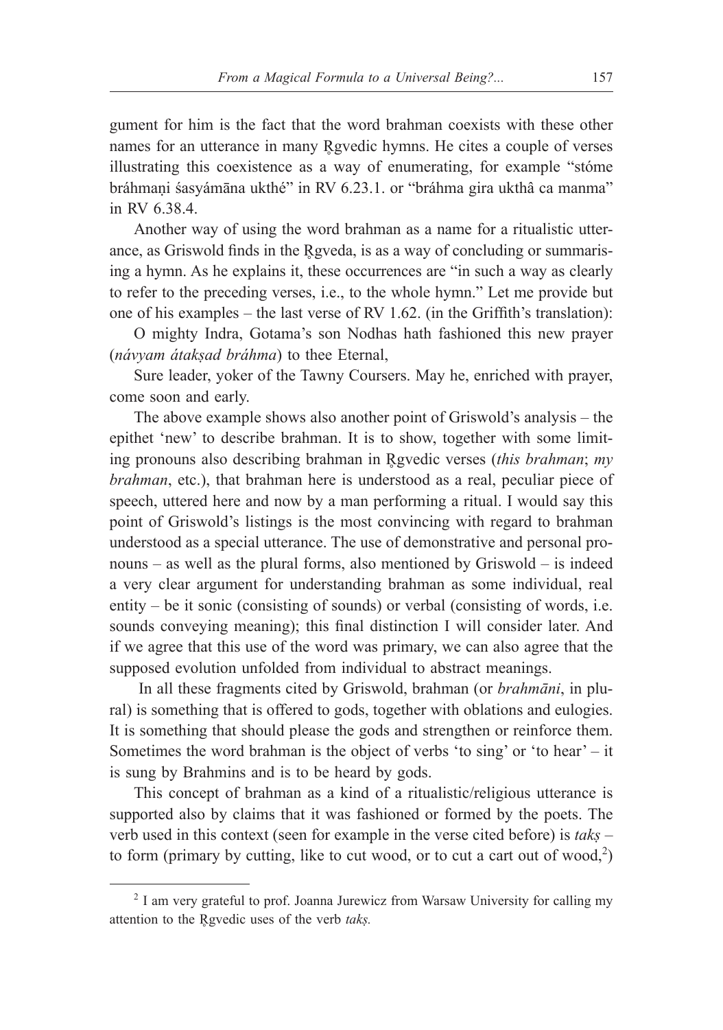gument for him is the fact that the word brahman coexists with these other names for an utterance in many R̥gvedic hymns. He cites a couple of verses illustrating this coexistence as a way of enumerating, for example "stóme bráhmaṇi śasyámāna ukthé" in RV 6.23.1. or "bráhma gira ukthâ ca manma" in RV 6.38.4.

Another way of using the word brahman as a name for a ritualistic utterance, as Griswold finds in the R̥gveda, is as a way of concluding or summarising a hymn. As he explains it, these occurrences are "in such a way as clearly to refer to the preceding verses, i.e., to the whole hymn." Let me provide but one of his examples – the last verse of RV 1.62. (in the Griffith's translation):

O mighty Indra, Gotama's son Nodhas hath fashioned this new prayer (*návyam átakṣad bráhma*) to thee Eternal,

Sure leader, yoker of the Tawny Coursers. May he, enriched with prayer, come soon and early.

The above example shows also another point of Griswold's analysis – the epithet 'new' to describe brahman. It is to show, together with some limiting pronouns also describing brahman in R̥gvedic verses (*this brahman*; *my brahman*, etc.), that brahman here is understood as a real, peculiar piece of speech, uttered here and now by a man performing a ritual. I would say this point of Griswold's listings is the most convincing with regard to brahman understood as a special utterance. The use of demonstrative and personal pronouns – as well as the plural forms, also mentioned by Griswold – is indeed a very clear argument for understanding brahman as some individual, real entity – be it sonic (consisting of sounds) or verbal (consisting of words, i.e. sounds conveying meaning); this final distinction I will consider later. And if we agree that this use of the word was primary, we can also agree that the supposed evolution unfolded from individual to abstract meanings.

In all these fragments cited by Griswold, brahman (or *brahmāni*, in plural) is something that is offered to gods, together with oblations and eulogies. It is something that should please the gods and strengthen or reinforce them. Sometimes the word brahman is the object of verbs 'to sing' or 'to hear' – it is sung by Brahmins and is to be heard by gods.

This concept of brahman as a kind of a ritualistic/religious utterance is supported also by claims that it was fashioned or formed by the poets. The verb used in this context (seen for example in the verse cited before) is *takṣ* – to form (primary by cutting, like to cut wood, or to cut a cart out of wood,[2])

[2] I am very grateful to prof. Joanna Jurewicz from Warsaw University for calling my attention to the R̥gvedic uses of the verb *takṣ.*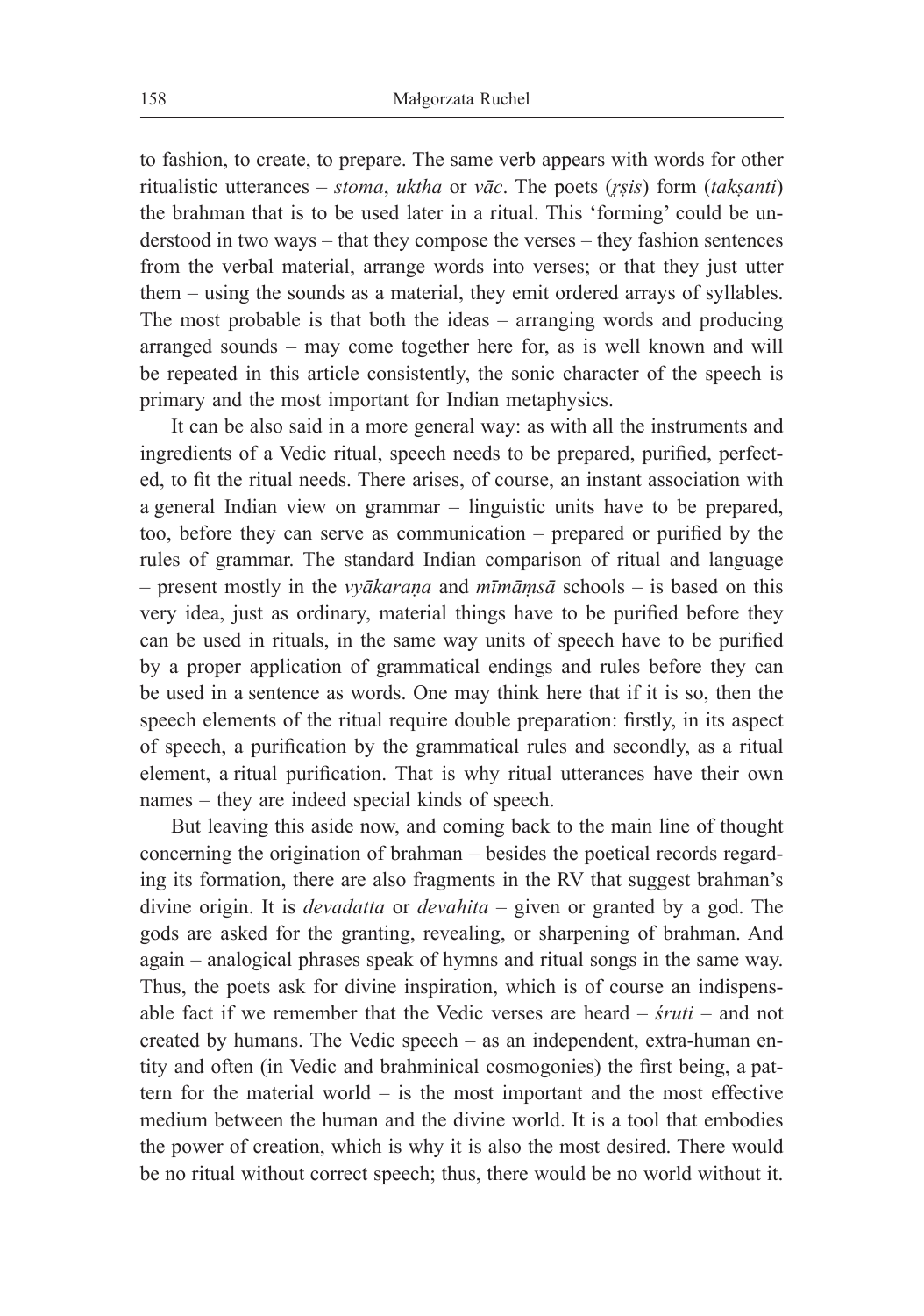to fashion, to create, to prepare. The same verb appears with words for other ritualistic utterances – *stoma*, *uktha* or *vāc*. The poets (*ṛṣis*) form (*takṣanti*) the brahman that is to be used later in a ritual. This 'forming' could be understood in two ways – that they compose the verses – they fashion sentences from the verbal material, arrange words into verses; or that they just utter them – using the sounds as a material, they emit ordered arrays of syllables. The most probable is that both the ideas – arranging words and producing arranged sounds – may come together here for, as is well known and will be repeated in this article consistently, the sonic character of the speech is primary and the most important for Indian metaphysics.

It can be also said in a more general way: as with all the instruments and ingredients of a Vedic ritual, speech needs to be prepared, purified, perfected, to fit the ritual needs. There arises, of course, an instant association with a general Indian view on grammar – linguistic units have to be prepared, too, before they can serve as communication – prepared or purified by the rules of grammar. The standard Indian comparison of ritual and language – present mostly in the *vyākaraṇa* and *mīmāṃsā* schools – is based on this very idea, just as ordinary, material things have to be purified before they can be used in rituals, in the same way units of speech have to be purified by a proper application of grammatical endings and rules before they can be used in a sentence as words. One may think here that if it is so, then the speech elements of the ritual require double preparation: firstly, in its aspect of speech, a purification by the grammatical rules and secondly, as a ritual element, a ritual purification. That is why ritual utterances have their own names – they are indeed special kinds of speech.

But leaving this aside now, and coming back to the main line of thought concerning the origination of brahman – besides the poetical records regarding its formation, there are also fragments in the RV that suggest brahman's divine origin. It is *devadatta* or *devahita* – given or granted by a god. The gods are asked for the granting, revealing, or sharpening of brahman. And again – analogical phrases speak of hymns and ritual songs in the same way. Thus, the poets ask for divine inspiration, which is of course an indispensable fact if we remember that the Vedic verses are heard – *śruti* – and not created by humans. The Vedic speech – as an independent, extra-human entity and often (in Vedic and brahminical cosmogonies) the first being, a pattern for the material world – is the most important and the most effective medium between the human and the divine world. It is a tool that embodies the power of creation, which is why it is also the most desired. There would be no ritual without correct speech; thus, there would be no world without it.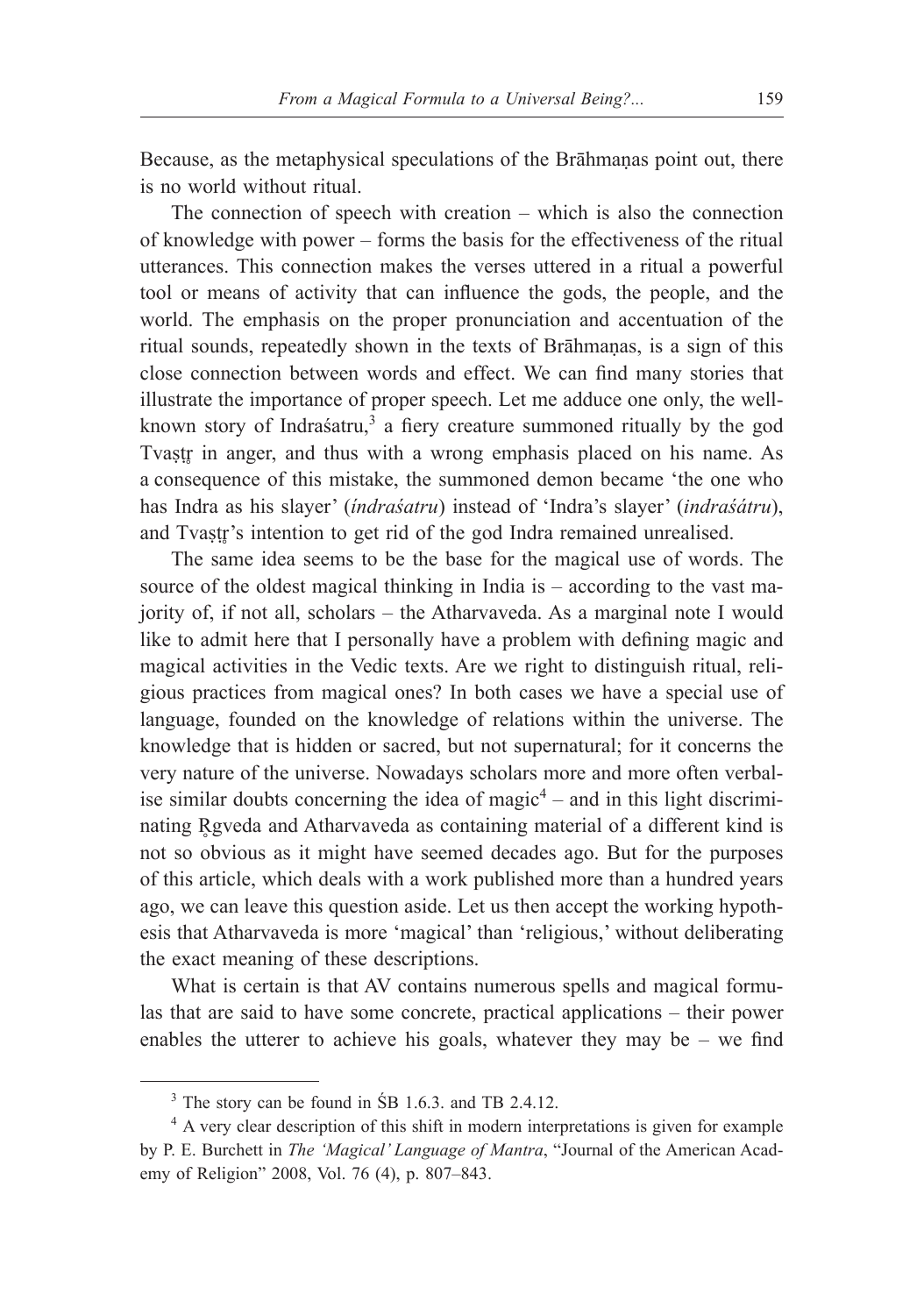Because, as the metaphysical speculations of the Brāhmaṇas point out, there is no world without ritual.

The connection of speech with creation – which is also the connection of knowledge with power – forms the basis for the effectiveness of the ritual utterances. This connection makes the verses uttered in a ritual a powerful tool or means of activity that can influence the gods, the people, and the world. The emphasis on the proper pronunciation and accentuation of the ritual sounds, repeatedly shown in the texts of Brāhmaṇas, is a sign of this close connection between words and effect. We can find many stories that illustrate the importance of proper speech. Let me adduce one only, the well-known story of Indraśatru,[3] a fiery creature summoned ritually by the god Tvaṣṭṛ in anger, and thus with a wrong emphasis placed on his name. As a consequence of this mistake, the summoned demon became 'the one who has Indra as his slayer' (*índraśatru*) instead of 'Indra's slayer' (*indraśátru*), and Tvaṣṭṛ's intention to get rid of the god Indra remained unrealised.

The same idea seems to be the base for the magical use of words. The source of the oldest magical thinking in India is – according to the vast majority of, if not all, scholars – the Atharvaveda. As a marginal note I would like to admit here that I personally have a problem with defining magic and magical activities in the Vedic texts. Are we right to distinguish ritual, religious practices from magical ones? In both cases we have a special use of language, founded on the knowledge of relations within the universe. The knowledge that is hidden or sacred, but not supernatural; for it concerns the very nature of the universe. Nowadays scholars more and more often verbalise similar doubts concerning the idea of magic[4] – and in this light discriminating Ṛgveda and Atharvaveda as containing material of a different kind is not so obvious as it might have seemed decades ago. But for the purposes of this article, which deals with a work published more than a hundred years ago, we can leave this question aside. Let us then accept the working hypothesis that Atharvaveda is more 'magical' than 'religious,' without deliberating the exact meaning of these descriptions.

What is certain is that AV contains numerous spells and magical formulas that are said to have some concrete, practical applications – their power enables the utterer to achieve his goals, whatever they may be – we find

---

[3] The story can be found in ŚB 1.6.3. and TB 2.4.12.

[4] A very clear description of this shift in modern interpretations is given for example by P. E. Burchett in *The 'Magical' Language of Mantra*, "Journal of the American Academy of Religion" 2008, Vol. 76 (4), p. 807–843.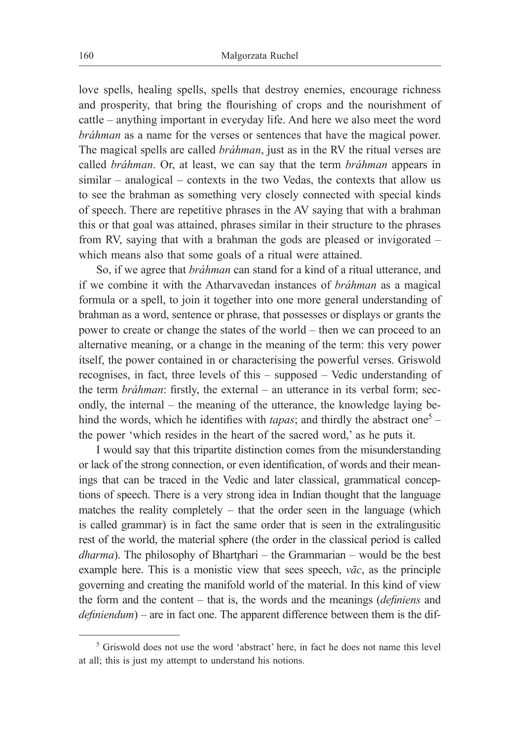love spells, healing spells, spells that destroy enemies, encourage richness and prosperity, that bring the flourishing of crops and the nourishment of cattle – anything important in everyday life. And here we also meet the word *bráhman* as a name for the verses or sentences that have the magical power. The magical spells are called *bráhman*, just as in the RV the ritual verses are called *bráhman*. Or, at least, we can say that the term *bráhman* appears in similar – analogical – contexts in the two Vedas, the contexts that allow us to see the brahman as something very closely connected with special kinds of speech. There are repetitive phrases in the AV saying that with a brahman this or that goal was attained, phrases similar in their structure to the phrases from RV, saying that with a brahman the gods are pleased or invigorated – which means also that some goals of a ritual were attained.

So, if we agree that *bráhman* can stand for a kind of a ritual utterance, and if we combine it with the Atharvavedan instances of *bráhman* as a magical formula or a spell, to join it together into one more general understanding of brahman as a word, sentence or phrase, that possesses or displays or grants the power to create or change the states of the world – then we can proceed to an alternative meaning, or a change in the meaning of the term: this very power itself, the power contained in or characterising the powerful verses. Griswold recognises, in fact, three levels of this – supposed – Vedic understanding of the term *bráhman*: firstly, the external – an utterance in its verbal form; secondly, the internal – the meaning of the utterance, the knowledge laying behind the words, which he identifies with *tapas*; and thirdly the abstract one[5] – the power 'which resides in the heart of the sacred word,' as he puts it.

I would say that this tripartite distinction comes from the misunderstanding or lack of the strong connection, or even identification, of words and their meanings that can be traced in the Vedic and later classical, grammatical conceptions of speech. There is a very strong idea in Indian thought that the language matches the reality completely – that the order seen in the language (which is called grammar) is in fact the same order that is seen in the extralingusitic rest of the world, the material sphere (the order in the classical period is called *dharma*). The philosophy of Bhartṛhari – the Grammarian – would be the best example here. This is a monistic view that sees speech, *vāc*, as the principle governing and creating the manifold world of the material. In this kind of view the form and the content – that is, the words and the meanings (*definiens* and *definiendum*) – are in fact one. The apparent difference between them is the dif-

---

[5] Griswold does not use the word 'abstract' here, in fact he does not name this level at all; this is just my attempt to understand his notions.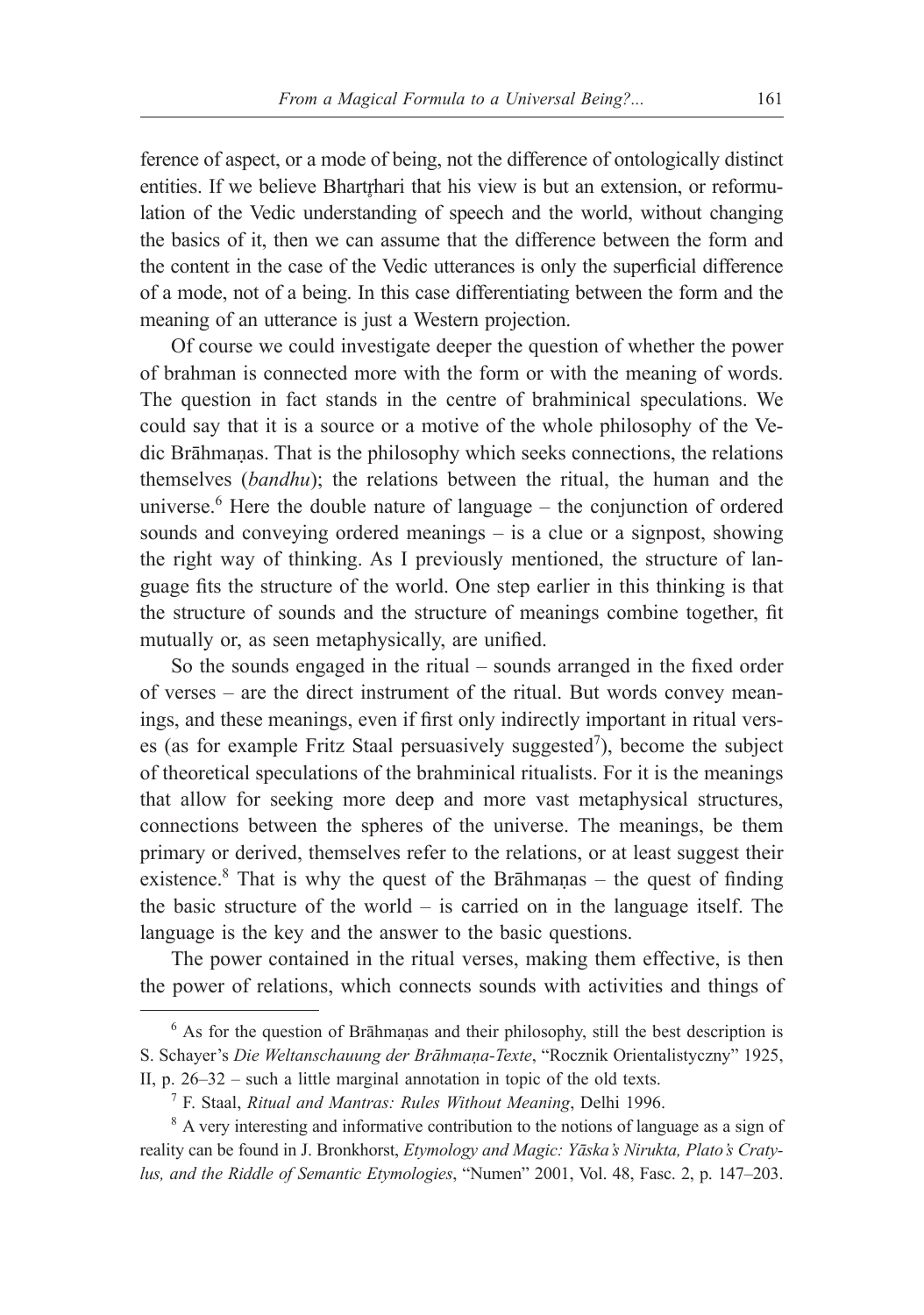ference of aspect, or a mode of being, not the difference of ontologically distinct entities. If we believe Bhartṛhari that his view is but an extension, or reformulation of the Vedic understanding of speech and the world, without changing the basics of it, then we can assume that the difference between the form and the content in the case of the Vedic utterances is only the superficial difference of a mode, not of a being. In this case differentiating between the form and the meaning of an utterance is just a Western projection.

Of course we could investigate deeper the question of whether the power of brahman is connected more with the form or with the meaning of words. The question in fact stands in the centre of brahminical speculations. We could say that it is a source or a motive of the whole philosophy of the Vedic Brāhmaṇas. That is the philosophy which seeks connections, the relations themselves (*bandhu*); the relations between the ritual, the human and the universe.[6] Here the double nature of language – the conjunction of ordered sounds and conveying ordered meanings – is a clue or a signpost, showing the right way of thinking. As I previously mentioned, the structure of language fits the structure of the world. One step earlier in this thinking is that the structure of sounds and the structure of meanings combine together, fit mutually or, as seen metaphysically, are unified.

So the sounds engaged in the ritual – sounds arranged in the fixed order of verses – are the direct instrument of the ritual. But words convey meanings, and these meanings, even if first only indirectly important in ritual verses (as for example Fritz Staal persuasively suggested[7]), become the subject of theoretical speculations of the brahminical ritualists. For it is the meanings that allow for seeking more deep and more vast metaphysical structures, connections between the spheres of the universe. The meanings, be them primary or derived, themselves refer to the relations, or at least suggest their existence.[8] That is why the quest of the Brāhmaṇas – the quest of finding the basic structure of the world – is carried on in the language itself. The language is the key and the answer to the basic questions.

The power contained in the ritual verses, making them effective, is then the power of relations, which connects sounds with activities and things of

---

[6] As for the question of Brāhmaṇas and their philosophy, still the best description is S. Schayer's *Die Weltanschauung der Brāhmaṇa-Texte*, "Rocznik Orientalistyczny" 1925, II, p. 26–32 – such a little marginal annotation in topic of the old texts.

[7] F. Staal, *Ritual and Mantras: Rules Without Meaning*, Delhi 1996.

[8] A very interesting and informative contribution to the notions of language as a sign of reality can be found in J. Bronkhorst, *Etymology and Magic: Yāska's Nirukta, Plato's Cratylus, and the Riddle of Semantic Etymologies*, "Numen" 2001, Vol. 48, Fasc. 2, p. 147–203.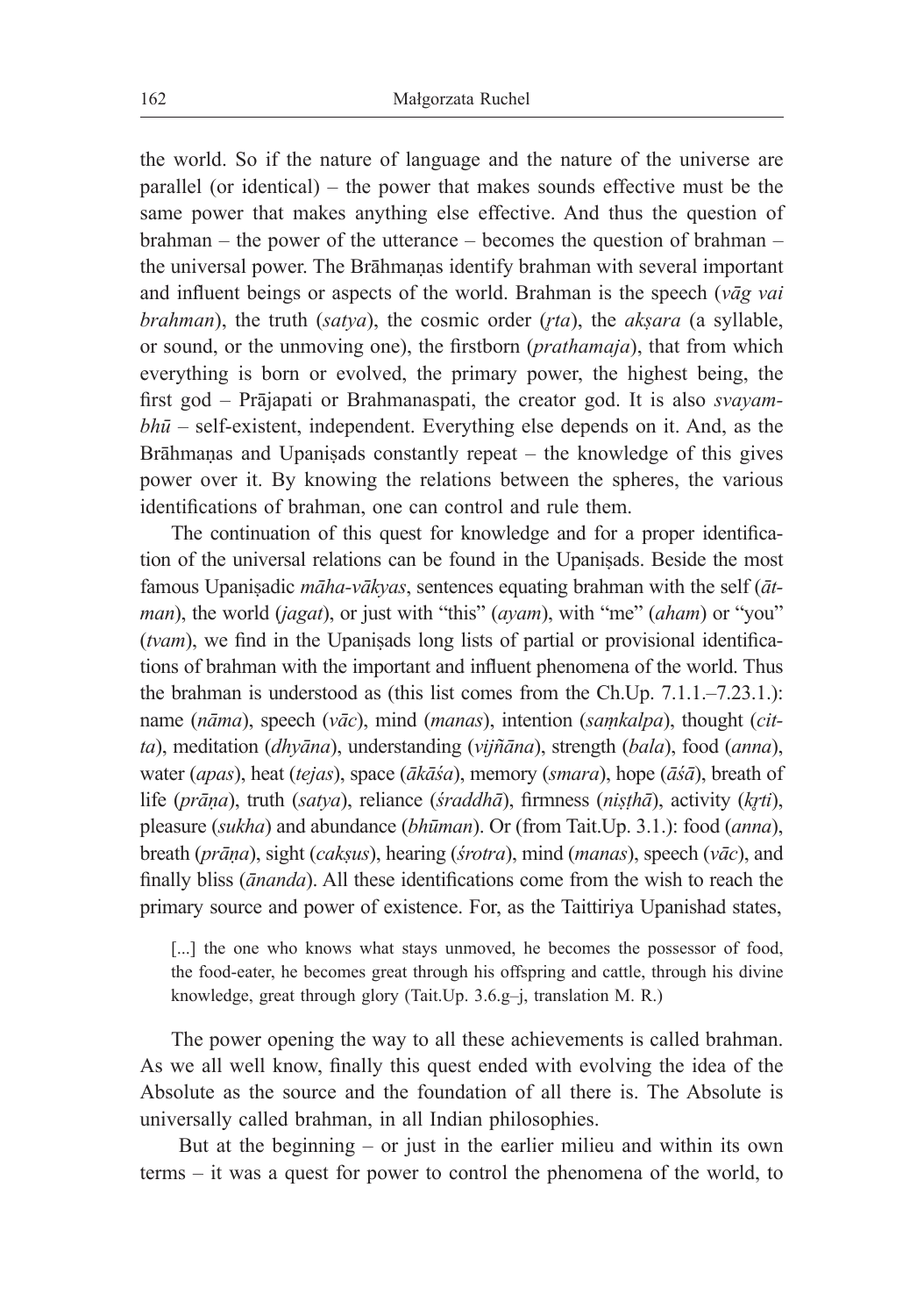the world. So if the nature of language and the nature of the universe are parallel (or identical) – the power that makes sounds effective must be the same power that makes anything else effective. And thus the question of brahman – the power of the utterance – becomes the question of brahman – the universal power. The Brāhmaṇas identify brahman with several important and influent beings or aspects of the world. Brahman is the speech (*vāg vai brahman*), the truth (*satya*), the cosmic order (*ṛta*), the *akṣara* (a syllable, or sound, or the unmoving one), the firstborn (*prathamaja*), that from which everything is born or evolved, the primary power, the highest being, the first god – Prājapati or Brahmanaspati, the creator god. It is also *svayambhū* – self-existent, independent. Everything else depends on it. And, as the Brāhmaṇas and Upaniṣads constantly repeat – the knowledge of this gives power over it. By knowing the relations between the spheres, the various identifications of brahman, one can control and rule them.

The continuation of this quest for knowledge and for a proper identification of the universal relations can be found in the Upaniṣads. Beside the most famous Upaniṣadic *māha-vākyas*, sentences equating brahman with the self (*ātman*), the world (*jagat*), or just with "this" (*ayam*), with "me" (*aham*) or "you" (*tvam*), we find in the Upaniṣads long lists of partial or provisional identifications of brahman with the important and influent phenomena of the world. Thus the brahman is understood as (this list comes from the Ch.Up. 7.1.1.–7.23.1.): name (*nāma*), speech (*vāc*), mind (*manas*), intention (*saṃkalpa*), thought (*citta*), meditation (*dhyāna*), understanding (*vijñāna*), strength (*bala*), food (*anna*), water (*apas*), heat (*tejas*), space (*ākāśa*), memory (*smara*), hope (*āśā*), breath of life (*prāṇa*), truth (*satya*), reliance (*śraddhā*), firmness (*niṣṭhā*), activity (*kṛti*), pleasure (*sukha*) and abundance (*bhūman*). Or (from Tait.Up. 3.1.): food (*anna*), breath (*prāṇa*), sight (*cakṣus*), hearing (*śrotra*), mind (*manas*), speech (*vāc*), and finally bliss (*ānanda*). All these identifications come from the wish to reach the primary source and power of existence. For, as the Taittiriya Upanishad states,

> [...] the one who knows what stays unmoved, he becomes the possessor of food, the food-eater, he becomes great through his offspring and cattle, through his divine knowledge, great through glory (Tait.Up. 3.6.g–j, translation M. R.)

The power opening the way to all these achievements is called brahman. As we all well know, finally this quest ended with evolving the idea of the Absolute as the source and the foundation of all there is. The Absolute is universally called brahman, in all Indian philosophies.

But at the beginning – or just in the earlier milieu and within its own terms – it was a quest for power to control the phenomena of the world, to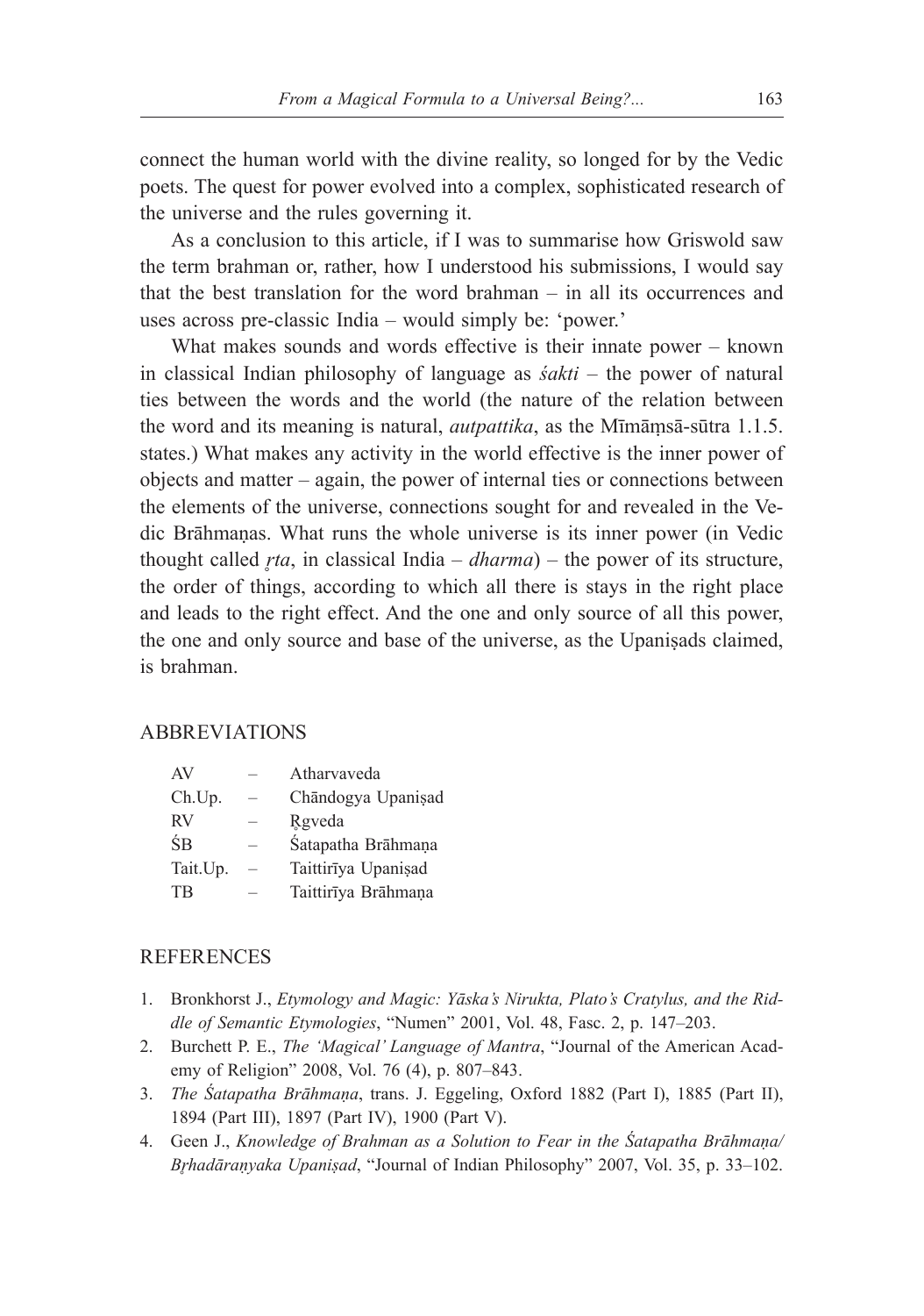connect the human world with the divine reality, so longed for by the Vedic poets. The quest for power evolved into a complex, sophisticated research of the universe and the rules governing it.

As a conclusion to this article, if I was to summarise how Griswold saw the term brahman or, rather, how I understood his submissions, I would say that the best translation for the word brahman – in all its occurrences and uses across pre-classic India – would simply be: 'power.'

What makes sounds and words effective is their innate power – known in classical Indian philosophy of language as *śakti* – the power of natural ties between the words and the world (the nature of the relation between the word and its meaning is natural, *autpattika*, as the Mīmāṃsā-sūtra 1.1.5. states.) What makes any activity in the world effective is the inner power of objects and matter – again, the power of internal ties or connections between the elements of the universe, connections sought for and revealed in the Vedic Brāhmaṇas. What runs the whole universe is its inner power (in Vedic thought called *ṛta*, in classical India – *dharma*) – the power of its structure, the order of things, according to which all there is stays in the right place and leads to the right effect. And the one and only source of all this power, the one and only source and base of the universe, as the Upaniṣads claimed, is brahman.

## ABBREVIATIONS

| | | |
|---|---|---|
| AV | – | Atharvaveda |
| Ch.Up. | – | Chāndogya Upaniṣad |
| RV | – | Ṛgveda |
| ŚB | – | Śatapatha Brāhmaṇa |
| Tait.Up. | – | Taittirīya Upaniṣad |
| TB | – | Taittirīya Brāhmaṇa |

## REFERENCES

1. Bronkhorst J., *Etymology and Magic: Yāska's Nirukta, Plato's Cratylus, and the Riddle of Semantic Etymologies*, "Numen" 2001, Vol. 48, Fasc. 2, p. 147–203.
2. Burchett P. E., *The 'Magical' Language of Mantra*, "Journal of the American Academy of Religion" 2008, Vol. 76 (4), p. 807–843.
3. *The Śatapatha Brāhmaṇa*, trans. J. Eggeling, Oxford 1882 (Part I), 1885 (Part II), 1894 (Part III), 1897 (Part IV), 1900 (Part V).
4. Geen J., *Knowledge of Brahman as a Solution to Fear in the Śatapatha Brāhmaṇa/Bṛhadāraṇyaka Upaniṣad*, "Journal of Indian Philosophy" 2007, Vol. 35, p. 33–102.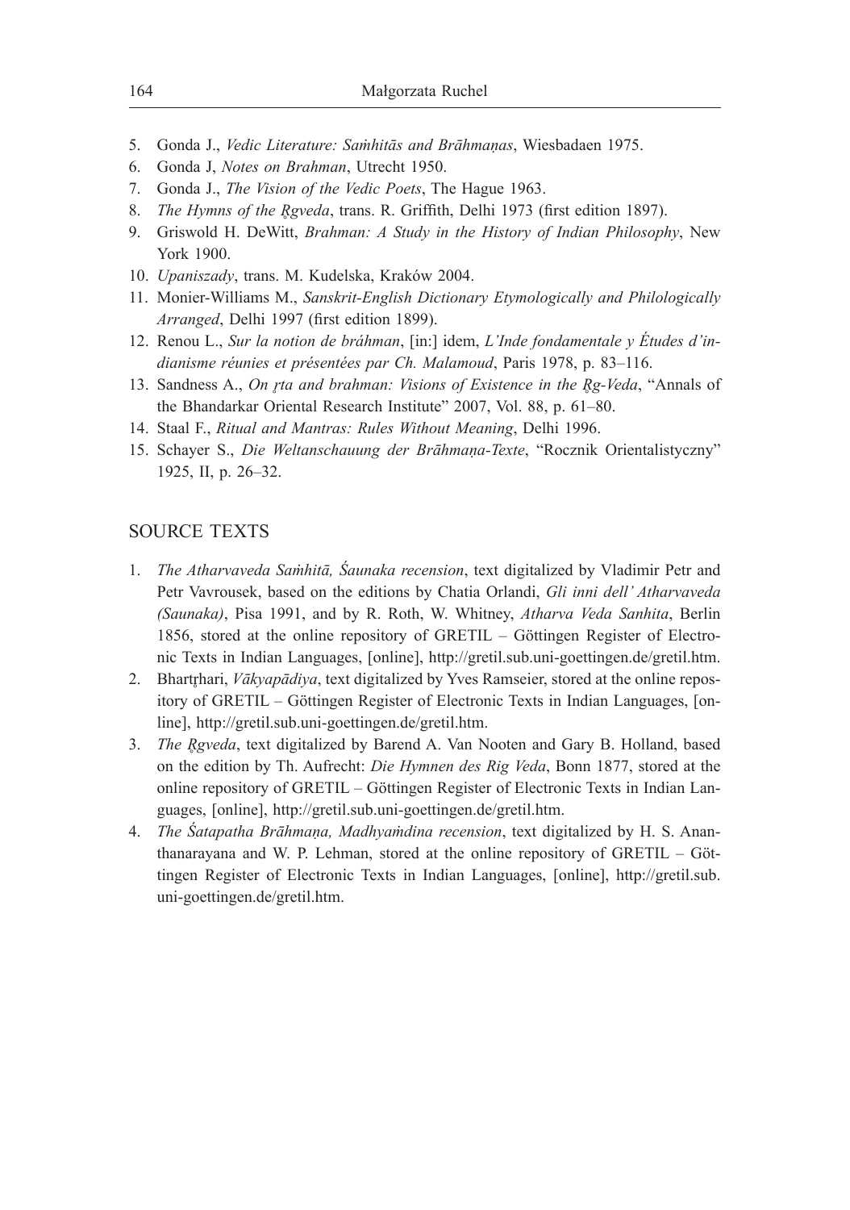5. Gonda J., *Vedic Literature: Saṁhitās and Brāhmaṇas*, Wiesbadaen 1975.
6. Gonda J, *Notes on Brahman*, Utrecht 1950.
7. Gonda J., *The Vision of the Vedic Poets*, The Hague 1963.
8. *The Hymns of the Ṛgveda*, trans. R. Griffith, Delhi 1973 (first edition 1897).
9. Griswold H. DeWitt, *Brahman: A Study in the History of Indian Philosophy*, New York 1900.
10. *Upaniszady*, trans. M. Kudelska, Kraków 2004.
11. Monier-Williams M., *Sanskrit-English Dictionary Etymologically and Philologically Arranged*, Delhi 1997 (first edition 1899).
12. Renou L., *Sur la notion de bráhman*, [in:] idem, *L'Inde fondamentale y Études d'indianisme réunies et présentées par Ch. Malamoud*, Paris 1978, p. 83–116.
13. Sandness A., *On ṛta and brahman: Visions of Existence in the Ṛg-Veda*, "Annals of the Bhandarkar Oriental Research Institute" 2007, Vol. 88, p. 61–80.
14. Staal F., *Ritual and Mantras: Rules Without Meaning*, Delhi 1996.
15. Schayer S., *Die Weltanschauung der Brāhmaṇa-Texte*, "Rocznik Orientalistyczny" 1925, II, p. 26–32.

## SOURCE TEXTS

1. *The Atharvaveda Saṁhitā, Śaunaka recension*, text digitalized by Vladimir Petr and Petr Vavrousek, based on the editions by Chatia Orlandi, *Gli inni dell' Atharvaveda (Saunaka)*, Pisa 1991, and by R. Roth, W. Whitney, *Atharva Veda Sanhita*, Berlin 1856, stored at the online repository of GRETIL – Göttingen Register of Electronic Texts in Indian Languages, [online], http://gretil.sub.uni-goettingen.de/gretil.htm.
2. Bhartṛhari, *Vākyapādiya*, text digitalized by Yves Ramseier, stored at the online repository of GRETIL – Göttingen Register of Electronic Texts in Indian Languages, [online], http://gretil.sub.uni-goettingen.de/gretil.htm.
3. *The Ṛgveda*, text digitalized by Barend A. Van Nooten and Gary B. Holland, based on the edition by Th. Aufrecht: *Die Hymnen des Rig Veda*, Bonn 1877, stored at the online repository of GRETIL – Göttingen Register of Electronic Texts in Indian Languages, [online], http://gretil.sub.uni-goettingen.de/gretil.htm.
4. *The Śatapatha Brāhmaṇa, Madhyaṁdina recension*, text digitalized by H. S. Ananthanarayana and W. P. Lehman, stored at the online repository of GRETIL – Göttingen Register of Electronic Texts in Indian Languages, [online], http://gretil.sub.uni-goettingen.de/gretil.htm.